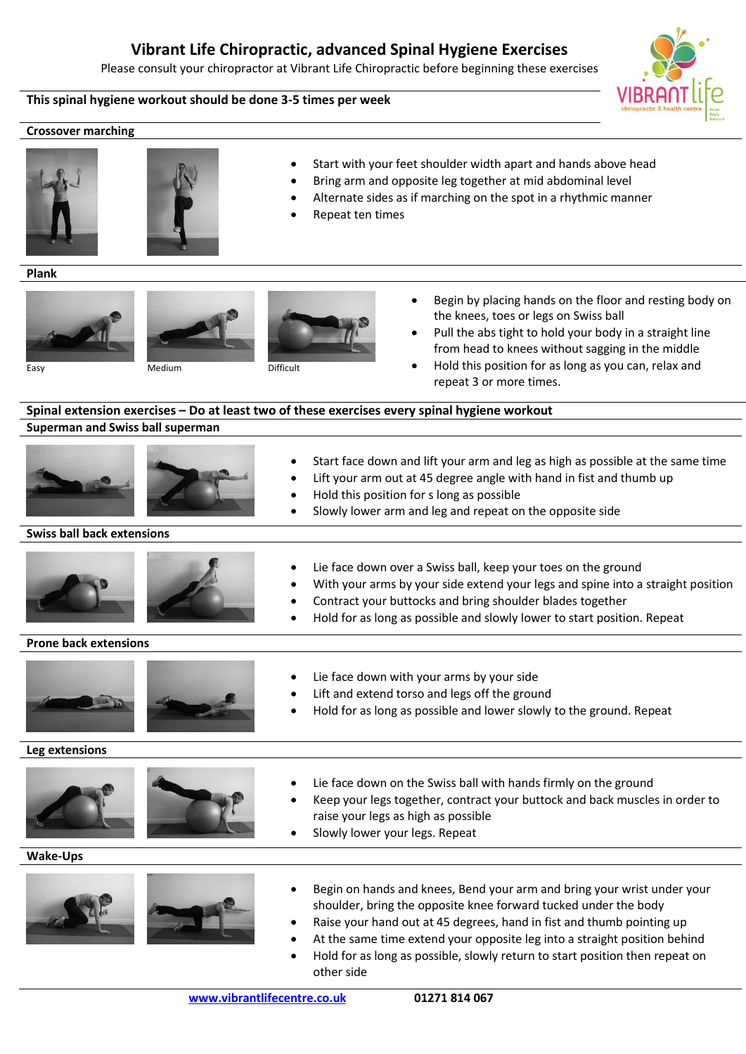# Vibrant Life Chiropractic, advanced Spinal Hygiene Exercises

Please consult your chiropractor at Vibrant Life Chiropractic before beginning these exercises

**This spinal hygiene workout should be done 3-5 times per week**

**Crossover marching**

- Start with your feet shoulder width apart and hands above head
- Bring arm and opposite leg together at mid abdominal level
- Alternate sides as if marching on the spot in a rhythmic manner
- Repeat ten times

**Plank**

Easy Medium Difficult

- Begin by placing hands on the floor and resting body on the knees, toes or legs on Swiss ball
- Pull the abs tight to hold your body in a straight line from head to knees without sagging in the middle
- Hold this position for as long as you can, relax and repeat 3 or more times.

**Spinal extension exercises – Do at least two of these exercises every spinal hygiene workout**

**Superman and Swiss ball superman**

- Start face down and lift your arm and leg as high as possible at the same time
- Lift your arm out at 45 degree angle with hand in fist and thumb up
- Hold this position for s long as possible
- Slowly lower arm and leg and repeat on the opposite side

**Swiss ball back extensions**

- Lie face down over a Swiss ball, keep your toes on the ground
- With your arms by your side extend your legs and spine into a straight position
- Contract your buttocks and bring shoulder blades together
- Hold for as long as possible and slowly lower to start position. Repeat

**Prone back extensions**

- Lie face down with your arms by your side
- Lift and extend torso and legs off the ground
- Hold for as long as possible and lower slowly to the ground. Repeat

**Leg extensions**

- Lie face down on the Swiss ball with hands firmly on the ground
- Keep your legs together, contract your buttock and back muscles in order to raise your legs as high as possible
- Slowly lower your legs. Repeat

**Wake-Ups**

- Begin on hands and knees, Bend your arm and bring your wrist under your shoulder, bring the opposite knee forward tucked under the body
- Raise your hand out at 45 degrees, hand in fist and thumb pointing up
- At the same time extend your opposite leg into a straight position behind
- Hold for as long as possible, slowly return to start position then repeat on other side

**www.vibrantlifecentre.co.uk** **01271 814 067**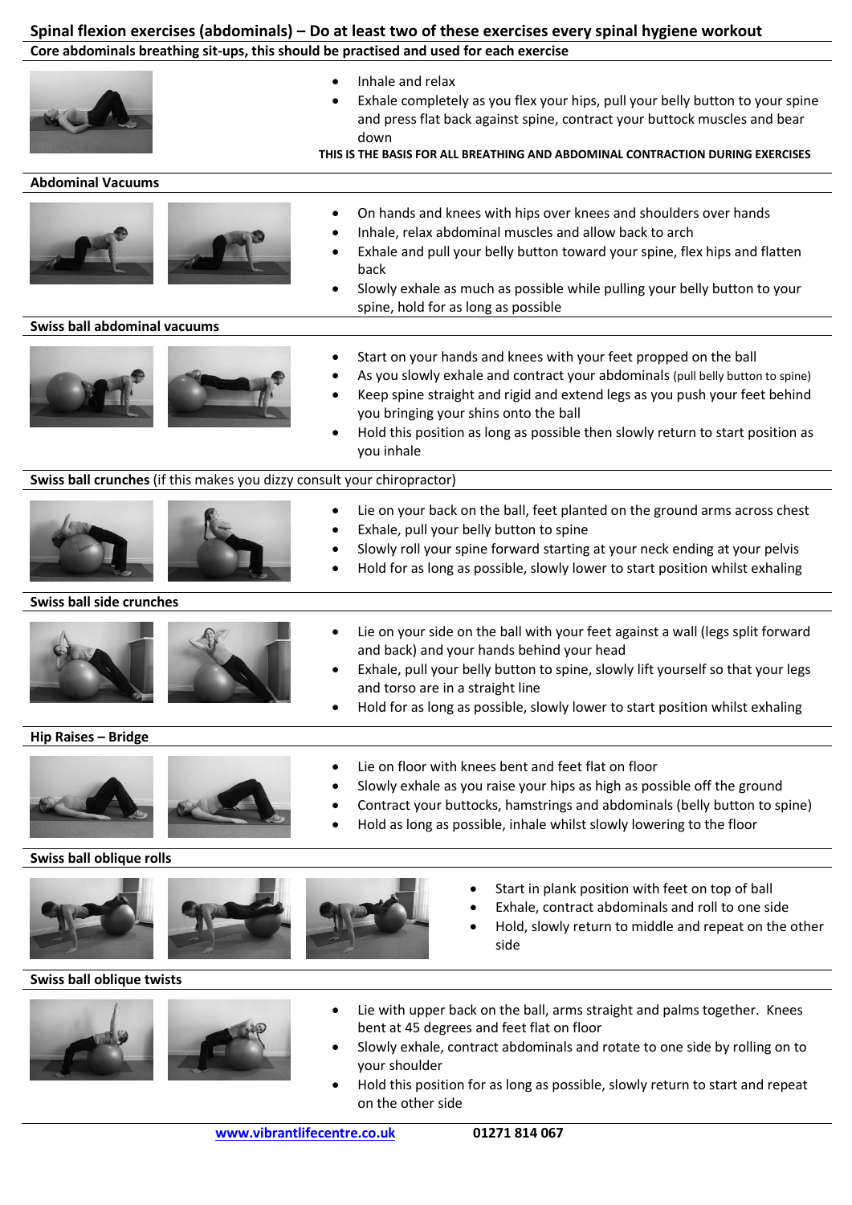## Spinal flexion exercises (abdominals) – Do at least two of these exercises every spinal hygiene workout

### Core abdominals breathing sit-ups, this should be practised and used for each exercise

- Inhale and relax
- Exhale completely as you flex your hips, pull your belly button to your spine and press flat back against spine, contract your buttock muscles and bear down

**THIS IS THE BASIS FOR ALL BREATHING AND ABDOMINAL CONTRACTION DURING EXERCISES**

### Abdominal Vacuums

- On hands and knees with hips over knees and shoulders over hands
- Inhale, relax abdominal muscles and allow back to arch
- Exhale and pull your belly button toward your spine, flex hips and flatten back
- Slowly exhale as much as possible while pulling your belly button to your spine, hold for as long as possible

### Swiss ball abdominal vacuums

- Start on your hands and knees with your feet propped on the ball
- As you slowly exhale and contract your abdominals (pull belly button to spine)
- Keep spine straight and rigid and extend legs as you push your feet behind you bringing your shins onto the ball
- Hold this position as long as possible then slowly return to start position as you inhale

### Swiss ball crunches (if this makes you dizzy consult your chiropractor)

- Lie on your back on the ball, feet planted on the ground arms across chest
- Exhale, pull your belly button to spine
- Slowly roll your spine forward starting at your neck ending at your pelvis
- Hold for as long as possible, slowly lower to start position whilst exhaling

### Swiss ball side crunches

- Lie on your side on the ball with your feet against a wall (legs split forward and back) and your hands behind your head
- Exhale, pull your belly button to spine, slowly lift yourself so that your legs and torso are in a straight line
- Hold for as long as possible, slowly lower to start position whilst exhaling

### Hip Raises – Bridge

- Lie on floor with knees bent and feet flat on floor
- Slowly exhale as you raise your hips as high as possible off the ground
- Contract your buttocks, hamstrings and abdominals (belly button to spine)
- Hold as long as possible, inhale whilst slowly lowering to the floor

### Swiss ball oblique rolls

- Start in plank position with feet on top of ball
- Exhale, contract abdominals and roll to one side
- Hold, slowly return to middle and repeat on the other side

### Swiss ball oblique twists

- Lie with upper back on the ball, arms straight and palms together. Knees bent at 45 degrees and feet flat on floor
- Slowly exhale, contract abdominals and rotate to one side by rolling on to your shoulder
- Hold this position for as long as possible, slowly return to start and repeat on the other side

www.vibrantlifecentre.co.uk 01271 814 067